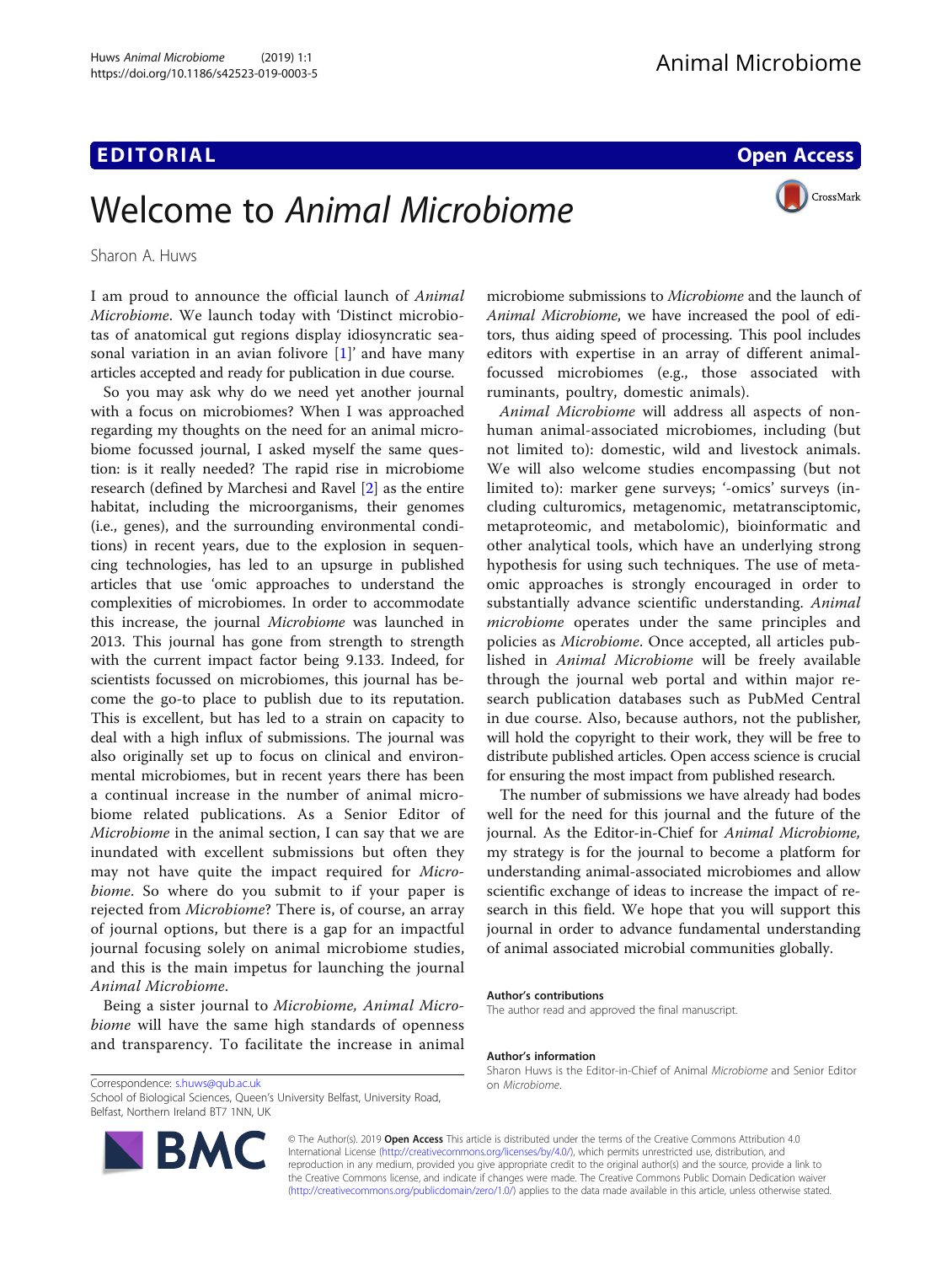EDITORIAL

Open Access

# Welcome to *Animal Microbiome*

Sharon A. Huws

I am proud to announce the official launch of *Animal Microbiome*. We launch today with 'Distinct microbiotas of anatomical gut regions display idiosyncratic seasonal variation in an avian folivore [1]' and have many articles accepted and ready for publication in due course.

So you may ask why do we need yet another journal with a focus on microbiomes? When I was approached regarding my thoughts on the need for an animal microbiome focussed journal, I asked myself the same question: is it really needed? The rapid rise in microbiome research (defined by Marchesi and Ravel [2] as the entire habitat, including the microorganisms, their genomes (i.e., genes), and the surrounding environmental conditions) in recent years, due to the explosion in sequencing technologies, has led to an upsurge in published articles that use 'omic approaches to understand the complexities of microbiomes. In order to accommodate this increase, the journal *Microbiome* was launched in 2013. This journal has gone from strength to strength with the current impact factor being 9.133. Indeed, for scientists focussed on microbiomes, this journal has become the go-to place to publish due to its reputation. This is excellent, but has led to a strain on capacity to deal with a high influx of submissions. The journal was also originally set up to focus on clinical and environmental microbiomes, but in recent years there has been a continual increase in the number of animal microbiome related publications. As a Senior Editor of *Microbiome* in the animal section, I can say that we are inundated with excellent submissions but often they may not have quite the impact required for *Microbiome*. So where do you submit to if your paper is rejected from *Microbiome*? There is, of course, an array of journal options, but there is a gap for an impactful journal focusing solely on animal microbiome studies, and this is the main impetus for launching the journal *Animal Microbiome*.

Being a sister journal to *Microbiome, Animal Microbiome* will have the same high standards of openness and transparency. To facilitate the increase in animal microbiome submissions to *Microbiome* and the launch of *Animal Microbiome*, we have increased the pool of editors, thus aiding speed of processing. This pool includes editors with expertise in an array of different animal-focussed microbiomes (e.g., those associated with ruminants, poultry, domestic animals).

*Animal Microbiome* will address all aspects of non-human animal-associated microbiomes, including (but not limited to): domestic, wild and livestock animals. We will also welcome studies encompassing (but not limited to): marker gene surveys; '-omics' surveys (including culturomics, metagenomic, metatransciptomic, metaproteomic, and metabolomic), bioinformatic and other analytical tools, which have an underlying strong hypothesis for using such techniques. The use of meta-omic approaches is strongly encouraged in order to substantially advance scientific understanding. *Animal microbiome* operates under the same principles and policies as *Microbiome*. Once accepted, all articles published in *Animal Microbiome* will be freely available through the journal web portal and within major research publication databases such as PubMed Central in due course. Also, because authors, not the publisher, will hold the copyright to their work, they will be free to distribute published articles. Open access science is crucial for ensuring the most impact from published research.

The number of submissions we have already had bodes well for the need for this journal and the future of the journal. As the Editor-in-Chief for *Animal Microbiome,* my strategy is for the journal to become a platform for understanding animal-associated microbiomes and allow scientific exchange of ideas to increase the impact of research in this field. We hope that you will support this journal in order to advance fundamental understanding of animal associated microbial communities globally.

### Author's contributions

The author read and approved the final manuscript.

### Author's information

Sharon Huws is the Editor-in-Chief of Animal *Microbiome* and Senior Editor on *Microbiome*.

Correspondence: s.huws@qub.ac.uk

School of Biological Sciences, Queen's University Belfast, University Road, Belfast, Northern Ireland BT7 1NN, UK

© The Author(s). 2019 **Open Access** This article is distributed under the terms of the Creative Commons Attribution 4.0 International License (http://creativecommons.org/licenses/by/4.0/), which permits unrestricted use, distribution, and reproduction in any medium, provided you give appropriate credit to the original author(s) and the source, provide a link to the Creative Commons license, and indicate if changes were made. The Creative Commons Public Domain Dedication waiver (http://creativecommons.org/publicdomain/zero/1.0/) applies to the data made available in this article, unless otherwise stated.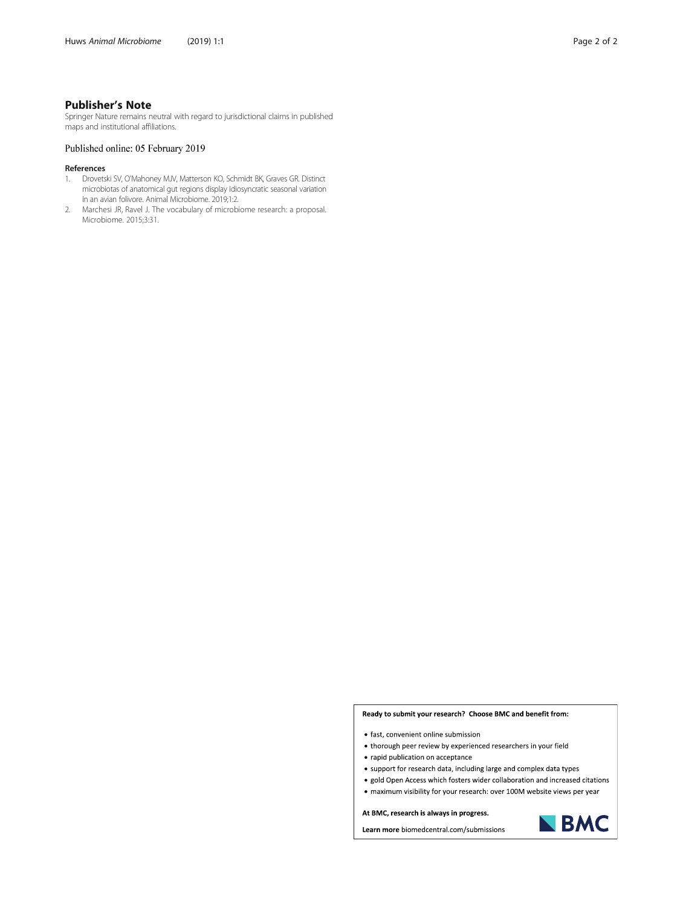## Publisher's Note

Springer Nature remains neutral with regard to jurisdictional claims in published maps and institutional affiliations.

Published online: 05 February 2019

### References

1. Drovetski SV, O'Mahoney MJV, Matterson KO, Schmidt BK, Graves GR. Distinct microbiotas of anatomical gut regions display idiosyncratic seasonal variation in an avian folivore. Animal Microbiome. 2019;1:2.
2. Marchesi JR, Ravel J. The vocabulary of microbiome research: a proposal. Microbiome. 2015;3:31.

**Ready to submit your research? Choose BMC and benefit from:**

- fast, convenient online submission
- thorough peer review by experienced researchers in your field
- rapid publication on acceptance
- support for research data, including large and complex data types
- gold Open Access which fosters wider collaboration and increased citations
- maximum visibility for your research: over 100M website views per year

**At BMC, research is always in progress.**

**Learn more** biomedcentral.com/submissions

BMC